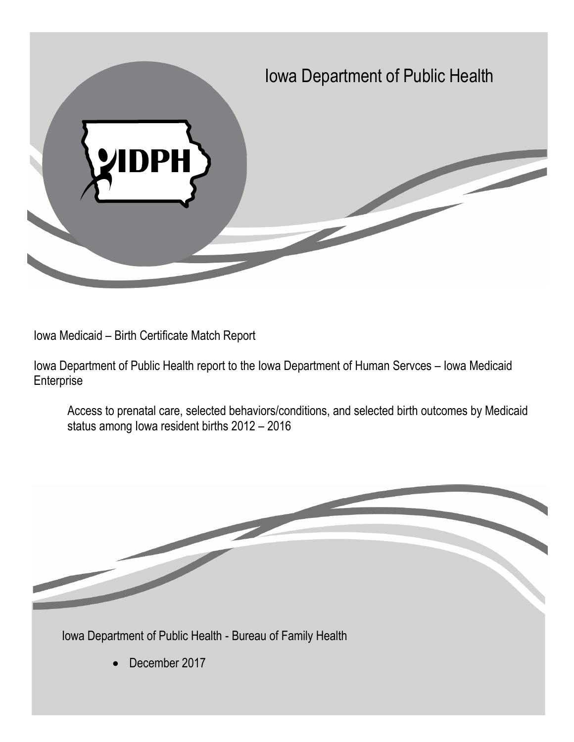# Iowa Department of Public Health

IDPH

Iowa Medicaid – Birth Certificate Match Report

Iowa Department of Public Health report to the Iowa Department of Human Servces – Iowa Medicaid Enterprise

Access to prenatal care, selected behaviors/conditions, and selected birth outcomes by Medicaid status among Iowa resident births 2012 – 2016

Iowa Department of Public Health - Bureau of Family Health

- December 2017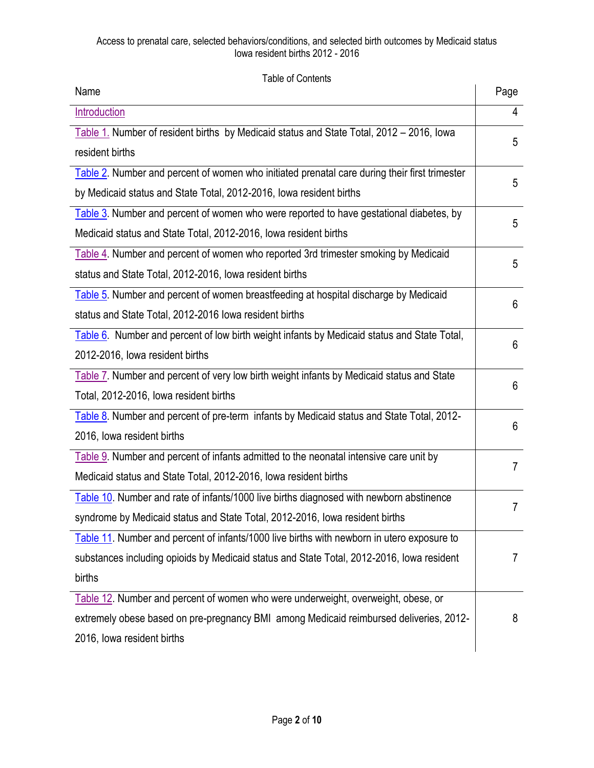Access to prenatal care, selected behaviors/conditions, and selected birth outcomes by Medicaid status
Iowa resident births 2012 - 2016

Table of Contents

| Name | Page |
|---|---|
| Introduction | 4 |
| Table 1. Number of resident births by Medicaid status and State Total, 2012 – 2016, Iowa resident births | 5 |
| Table 2. Number and percent of women who initiated prenatal care during their first trimester by Medicaid status and State Total, 2012-2016, Iowa resident births | 5 |
| Table 3. Number and percent of women who were reported to have gestational diabetes, by Medicaid status and State Total, 2012-2016, Iowa resident births | 5 |
| Table 4. Number and percent of women who reported 3rd trimester smoking by Medicaid status and State Total, 2012-2016, Iowa resident births | 5 |
| Table 5. Number and percent of women breastfeeding at hospital discharge by Medicaid status and State Total, 2012-2016 Iowa resident births | 6 |
| Table 6. Number and percent of low birth weight infants by Medicaid status and State Total, 2012-2016, Iowa resident births | 6 |
| Table 7. Number and percent of very low birth weight infants by Medicaid status and State Total, 2012-2016, Iowa resident births | 6 |
| Table 8. Number and percent of pre-term infants by Medicaid status and State Total, 2012-2016, Iowa resident births | 6 |
| Table 9. Number and percent of infants admitted to the neonatal intensive care unit by Medicaid status and State Total, 2012-2016, Iowa resident births | 7 |
| Table 10. Number and rate of infants/1000 live births diagnosed with newborn abstinence syndrome by Medicaid status and State Total, 2012-2016, Iowa resident births | 7 |
| Table 11. Number and percent of infants/1000 live births with newborn in utero exposure to substances including opioids by Medicaid status and State Total, 2012-2016, Iowa resident births | 7 |
| Table 12. Number and percent of women who were underweight, overweight, obese, or extremely obese based on pre-pregnancy BMI among Medicaid reimbursed deliveries, 2012-2016, Iowa resident births | 8 |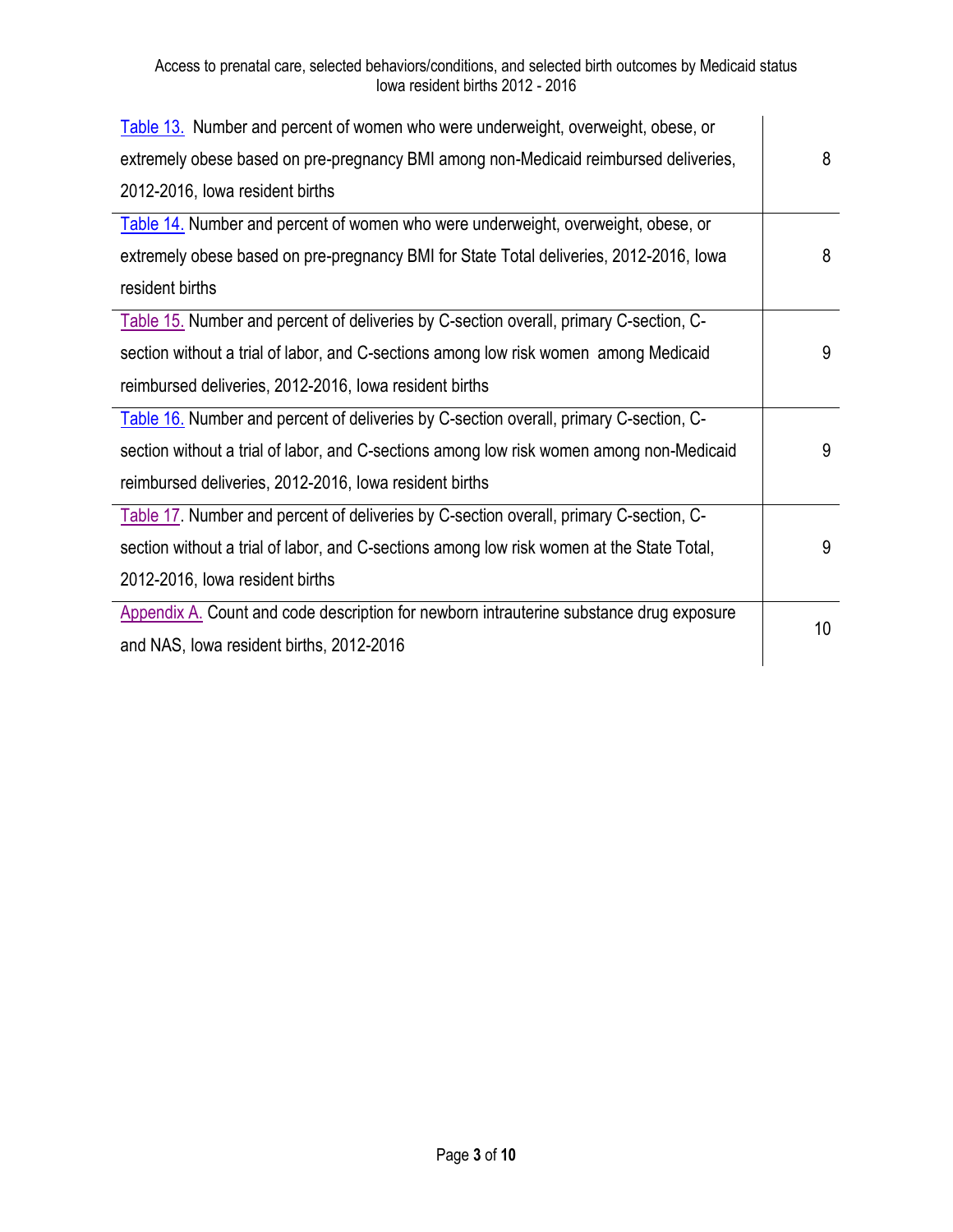| | |
|---|---|
| Table 13. Number and percent of women who were underweight, overweight, obese, or extremely obese based on pre-pregnancy BMI among non-Medicaid reimbursed deliveries, 2012-2016, Iowa resident births | 8 |
| Table 14. Number and percent of women who were underweight, overweight, obese, or extremely obese based on pre-pregnancy BMI for State Total deliveries, 2012-2016, Iowa resident births | 8 |
| Table 15. Number and percent of deliveries by C-section overall, primary C-section, C-section without a trial of labor, and C-sections among low risk women among Medicaid reimbursed deliveries, 2012-2016, Iowa resident births | 9 |
| Table 16. Number and percent of deliveries by C-section overall, primary C-section, C-section without a trial of labor, and C-sections among low risk women among non-Medicaid reimbursed deliveries, 2012-2016, Iowa resident births | 9 |
| Table 17. Number and percent of deliveries by C-section overall, primary C-section, C-section without a trial of labor, and C-sections among low risk women at the State Total, 2012-2016, Iowa resident births | 9 |
| Appendix A. Count and code description for newborn intrauterine substance drug exposure and NAS, Iowa resident births, 2012-2016 | 10 |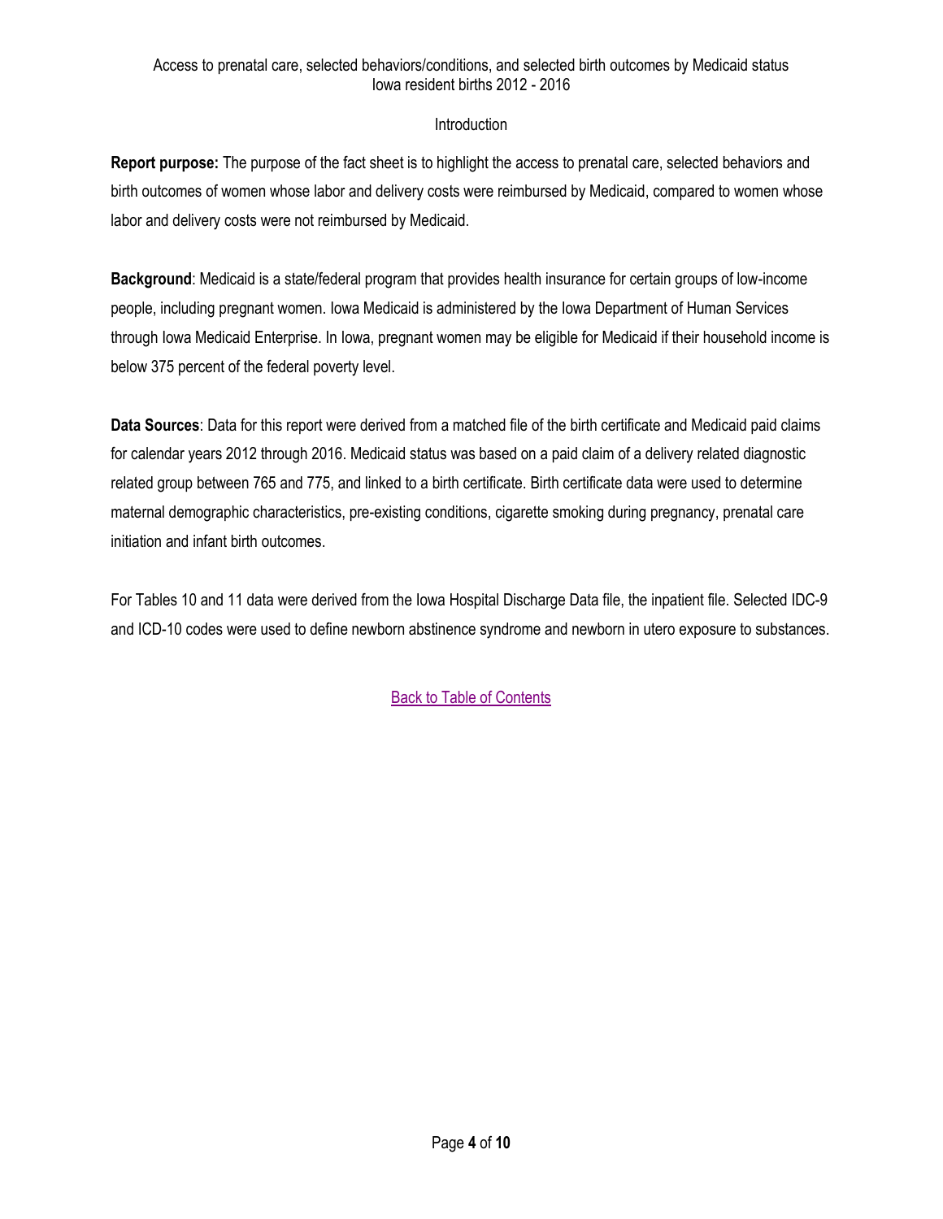Access to prenatal care, selected behaviors/conditions, and selected birth outcomes by Medicaid status
Iowa resident births 2012 - 2016

## Introduction

**Report purpose:** The purpose of the fact sheet is to highlight the access to prenatal care, selected behaviors and birth outcomes of women whose labor and delivery costs were reimbursed by Medicaid, compared to women whose labor and delivery costs were not reimbursed by Medicaid.

**Background**: Medicaid is a state/federal program that provides health insurance for certain groups of low-income people, including pregnant women. Iowa Medicaid is administered by the Iowa Department of Human Services through Iowa Medicaid Enterprise. In Iowa, pregnant women may be eligible for Medicaid if their household income is below 375 percent of the federal poverty level.

**Data Sources**: Data for this report were derived from a matched file of the birth certificate and Medicaid paid claims for calendar years 2012 through 2016. Medicaid status was based on a paid claim of a delivery related diagnostic related group between 765 and 775, and linked to a birth certificate. Birth certificate data were used to determine maternal demographic characteristics, pre-existing conditions, cigarette smoking during pregnancy, prenatal care initiation and infant birth outcomes.

For Tables 10 and 11 data were derived from the Iowa Hospital Discharge Data file, the inpatient file. Selected IDC-9 and ICD-10 codes were used to define newborn abstinence syndrome and newborn in utero exposure to substances.

Back to Table of Contents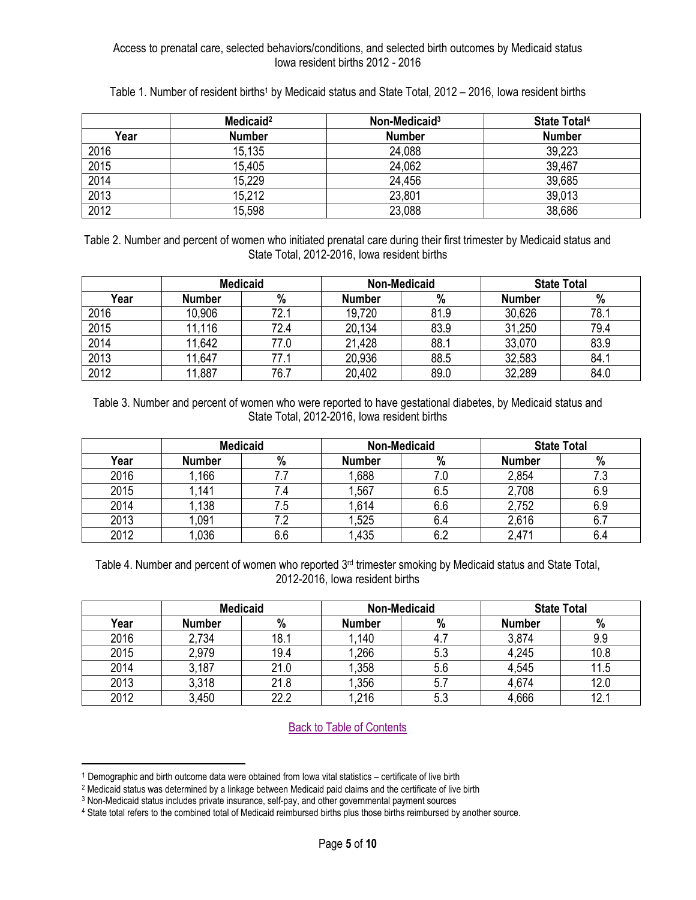Access to prenatal care, selected behaviors/conditions, and selected birth outcomes by Medicaid status
Iowa resident births 2012 - 2016

Table 1. Number of resident births[1] by Medicaid status and State Total, 2012 – 2016, Iowa resident births

| | Medicaid[2] | Non-Medicaid[3] | State Total[4] |
|---|---|---|---|
| Year | Number | Number | Number |
| 2016 | 15,135 | 24,088 | 39,223 |
| 2015 | 15,405 | 24,062 | 39,467 |
| 2014 | 15,229 | 24,456 | 39,685 |
| 2013 | 15,212 | 23,801 | 39,013 |
| 2012 | 15,598 | 23,088 | 38,686 |

Table 2. Number and percent of women who initiated prenatal care during their first trimester by Medicaid status and State Total, 2012-2016, Iowa resident births

| | Medicaid | | Non-Medicaid | | State Total | |
|---|---|---|---|---|---|---|
| Year | Number | % | Number | % | Number | % |
| 2016 | 10,906 | 72.1 | 19,720 | 81.9 | 30,626 | 78.1 |
| 2015 | 11,116 | 72.4 | 20,134 | 83.9 | 31,250 | 79.4 |
| 2014 | 11,642 | 77.0 | 21,428 | 88.1 | 33,070 | 83.9 |
| 2013 | 11,647 | 77.1 | 20,936 | 88.5 | 32,583 | 84.1 |
| 2012 | 11,887 | 76.7 | 20,402 | 89.0 | 32,289 | 84.0 |

Table 3. Number and percent of women who were reported to have gestational diabetes, by Medicaid status and State Total, 2012-2016, Iowa resident births

| | Medicaid | | Non-Medicaid | | State Total | |
|---|---|---|---|---|---|---|
| Year | Number | % | Number | % | Number | % |
| 2016 | 1,166 | 7.7 | 1,688 | 7.0 | 2,854 | 7.3 |
| 2015 | 1,141 | 7.4 | 1,567 | 6.5 | 2,708 | 6.9 |
| 2014 | 1,138 | 7.5 | 1,614 | 6.6 | 2,752 | 6.9 |
| 2013 | 1,091 | 7.2 | 1,525 | 6.4 | 2,616 | 6.7 |
| 2012 | 1,036 | 6.6 | 1,435 | 6.2 | 2,471 | 6.4 |

Table 4. Number and percent of women who reported 3rd trimester smoking by Medicaid status and State Total, 2012-2016, Iowa resident births

| | Medicaid | | Non-Medicaid | | State Total | |
|---|---|---|---|---|---|---|
| Year | Number | % | Number | % | Number | % |
| 2016 | 2,734 | 18.1 | 1,140 | 4.7 | 3,874 | 9.9 |
| 2015 | 2,979 | 19.4 | 1,266 | 5.3 | 4,245 | 10.8 |
| 2014 | 3,187 | 21.0 | 1,358 | 5.6 | 4,545 | 11.5 |
| 2013 | 3,318 | 21.8 | 1,356 | 5.7 | 4,674 | 12.0 |
| 2012 | 3,450 | 22.2 | 1,216 | 5.3 | 4,666 | 12.1 |

Back to Table of Contents

[1] Demographic and birth outcome data were obtained from Iowa vital statistics – certificate of live birth
[2] Medicaid status was determined by a linkage between Medicaid paid claims and the certificate of live birth
[3] Non-Medicaid status includes private insurance, self-pay, and other governmental payment sources
[4] State total refers to the combined total of Medicaid reimbursed births plus those births reimbursed by another source.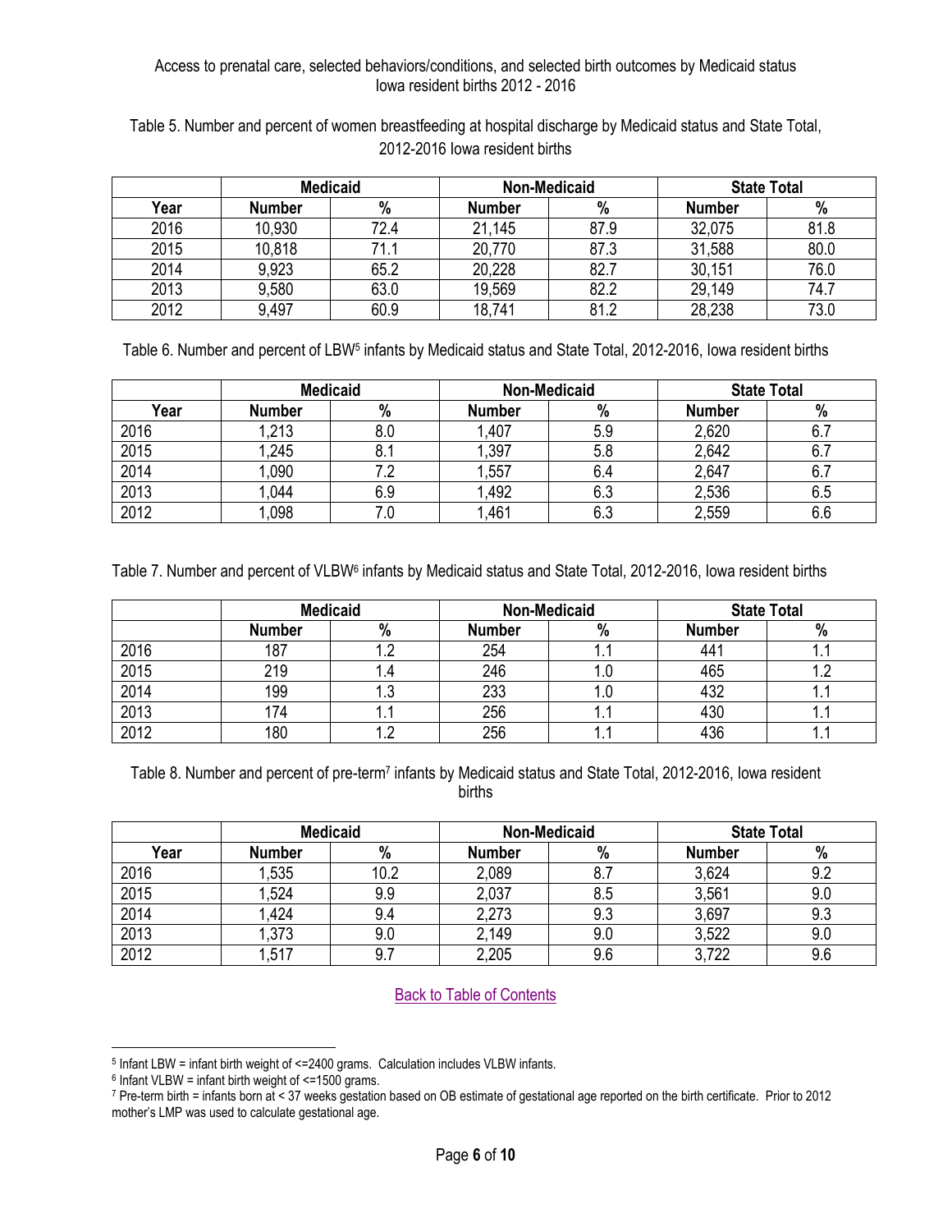Access to prenatal care, selected behaviors/conditions, and selected birth outcomes by Medicaid status
Iowa resident births 2012 - 2016

Table 5. Number and percent of women breastfeeding at hospital discharge by Medicaid status and State Total, 2012-2016 Iowa resident births

| | Medicaid | | Non-Medicaid | | State Total | |
|---|---|---|---|---|---|---|
| Year | Number | % | Number | % | Number | % |
| 2016 | 10,930 | 72.4 | 21,145 | 87.9 | 32,075 | 81.8 |
| 2015 | 10,818 | 71.1 | 20,770 | 87.3 | 31,588 | 80.0 |
| 2014 | 9,923 | 65.2 | 20,228 | 82.7 | 30,151 | 76.0 |
| 2013 | 9,580 | 63.0 | 19,569 | 82.2 | 29,149 | 74.7 |
| 2012 | 9,497 | 60.9 | 18,741 | 81.2 | 28,238 | 73.0 |

Table 6. Number and percent of LBW[5] infants by Medicaid status and State Total, 2012-2016, Iowa resident births

| | Medicaid | | Non-Medicaid | | State Total | |
|---|---|---|---|---|---|---|
| Year | Number | % | Number | % | Number | % |
| 2016 | 1,213 | 8.0 | 1,407 | 5.9 | 2,620 | 6.7 |
| 2015 | 1,245 | 8.1 | 1,397 | 5.8 | 2,642 | 6.7 |
| 2014 | 1,090 | 7.2 | 1,557 | 6.4 | 2,647 | 6.7 |
| 2013 | 1,044 | 6.9 | 1,492 | 6.3 | 2,536 | 6.5 |
| 2012 | 1,098 | 7.0 | 1,461 | 6.3 | 2,559 | 6.6 |

Table 7. Number and percent of VLBW[6] infants by Medicaid status and State Total, 2012-2016, Iowa resident births

| | Medicaid | | Non-Medicaid | | State Total | |
|---|---|---|---|---|---|---|
| | Number | % | Number | % | Number | % |
| 2016 | 187 | 1.2 | 254 | 1.1 | 441 | 1.1 |
| 2015 | 219 | 1.4 | 246 | 1.0 | 465 | 1.2 |
| 2014 | 199 | 1.3 | 233 | 1.0 | 432 | 1.1 |
| 2013 | 174 | 1.1 | 256 | 1.1 | 430 | 1.1 |
| 2012 | 180 | 1.2 | 256 | 1.1 | 436 | 1.1 |

Table 8. Number and percent of pre-term[7] infants by Medicaid status and State Total, 2012-2016, Iowa resident births

| | Medicaid | | Non-Medicaid | | State Total | |
|---|---|---|---|---|---|---|
| Year | Number | % | Number | % | Number | % |
| 2016 | 1,535 | 10.2 | 2,089 | 8.7 | 3,624 | 9.2 |
| 2015 | 1,524 | 9.9 | 2,037 | 8.5 | 3,561 | 9.0 |
| 2014 | 1,424 | 9.4 | 2,273 | 9.3 | 3,697 | 9.3 |
| 2013 | 1,373 | 9.0 | 2,149 | 9.0 | 3,522 | 9.0 |
| 2012 | 1,517 | 9.7 | 2,205 | 9.6 | 3,722 | 9.6 |

Back to Table of Contents

[5] Infant LBW = infant birth weight of <=2400 grams. Calculation includes VLBW infants.
[6] Infant VLBW = infant birth weight of <=1500 grams.
[7] Pre-term birth = infants born at < 37 weeks gestation based on OB estimate of gestational age reported on the birth certificate. Prior to 2012 mother's LMP was used to calculate gestational age.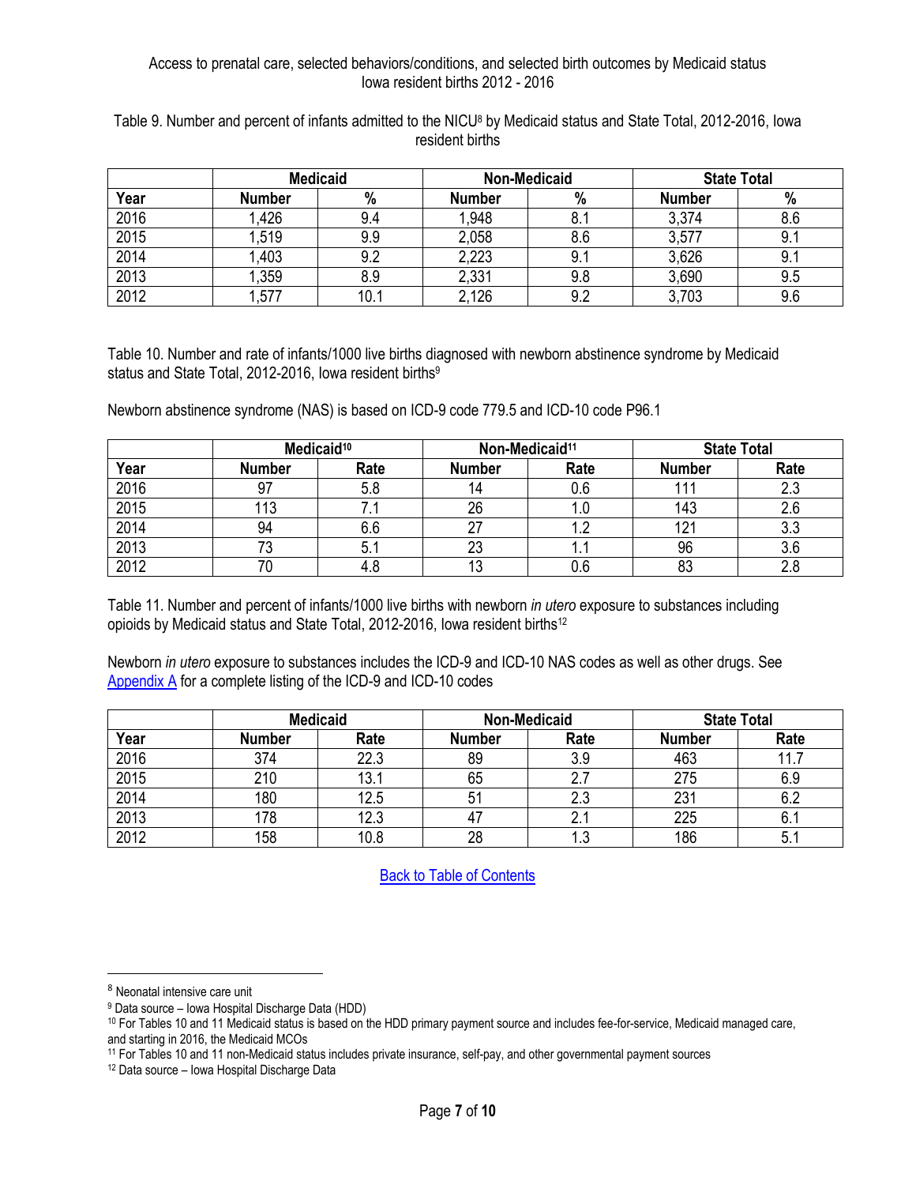Access to prenatal care, selected behaviors/conditions, and selected birth outcomes by Medicaid status
Iowa resident births 2012 - 2016

Table 9. Number and percent of infants admitted to the NICU[8] by Medicaid status and State Total, 2012-2016, Iowa resident births

| | Medicaid | | Non-Medicaid | | State Total | |
|---|---|---|---|---|---|---|
| **Year** | **Number** | **%** | **Number** | **%** | **Number** | **%** |
| 2016 | 1,426 | 9.4 | 1,948 | 8.1 | 3,374 | 8.6 |
| 2015 | 1,519 | 9.9 | 2,058 | 8.6 | 3,577 | 9.1 |
| 2014 | 1,403 | 9.2 | 2,223 | 9.1 | 3,626 | 9.1 |
| 2013 | 1,359 | 8.9 | 2,331 | 9.8 | 3,690 | 9.5 |
| 2012 | 1,577 | 10.1 | 2,126 | 9.2 | 3,703 | 9.6 |

Table 10. Number and rate of infants/1000 live births diagnosed with newborn abstinence syndrome by Medicaid status and State Total, 2012-2016, Iowa resident births[9]

Newborn abstinence syndrome (NAS) is based on ICD-9 code 779.5 and ICD-10 code P96.1

| | Medicaid[10] | | Non-Medicaid[11] | | State Total | |
|---|---|---|---|---|---|---|
| **Year** | **Number** | **Rate** | **Number** | **Rate** | **Number** | **Rate** |
| 2016 | 97 | 5.8 | 14 | 0.6 | 111 | 2.3 |
| 2015 | 113 | 7.1 | 26 | 1.0 | 143 | 2.6 |
| 2014 | 94 | 6.6 | 27 | 1.2 | 121 | 3.3 |
| 2013 | 73 | 5.1 | 23 | 1.1 | 96 | 3.6 |
| 2012 | 70 | 4.8 | 13 | 0.6 | 83 | 2.8 |

Table 11. Number and percent of infants/1000 live births with newborn *in utero* exposure to substances including opioids by Medicaid status and State Total, 2012-2016, Iowa resident births[12]

Newborn *in utero* exposure to substances includes the ICD-9 and ICD-10 NAS codes as well as other drugs. See Appendix A for a complete listing of the ICD-9 and ICD-10 codes

| | Medicaid | | Non-Medicaid | | State Total | |
|---|---|---|---|---|---|---|
| **Year** | **Number** | **Rate** | **Number** | **Rate** | **Number** | **Rate** |
| 2016 | 374 | 22.3 | 89 | 3.9 | 463 | 11.7 |
| 2015 | 210 | 13.1 | 65 | 2.7 | 275 | 6.9 |
| 2014 | 180 | 12.5 | 51 | 2.3 | 231 | 6.2 |
| 2013 | 178 | 12.3 | 47 | 2.1 | 225 | 6.1 |
| 2012 | 158 | 10.8 | 28 | 1.3 | 186 | 5.1 |

Back to Table of Contents

---

[8] Neonatal intensive care unit

[9] Data source – Iowa Hospital Discharge Data (HDD)

[10] For Tables 10 and 11 Medicaid status is based on the HDD primary payment source and includes fee-for-service, Medicaid managed care, and starting in 2016, the Medicaid MCOs

[11] For Tables 10 and 11 non-Medicaid status includes private insurance, self-pay, and other governmental payment sources

[12] Data source – Iowa Hospital Discharge Data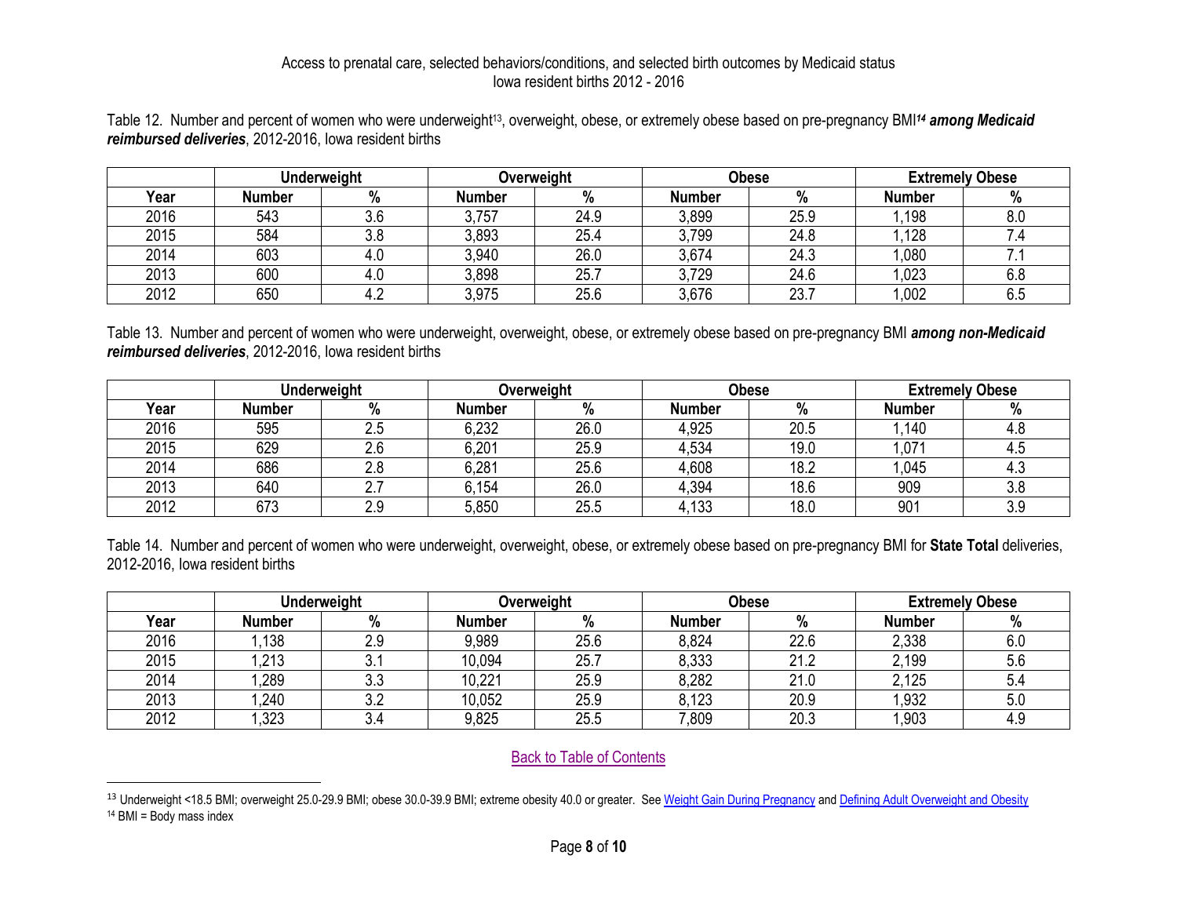Access to prenatal care, selected behaviors/conditions, and selected birth outcomes by Medicaid status
Iowa resident births 2012 - 2016

Table 12. Number and percent of women who were underweight[13], overweight, obese, or extremely obese based on pre-pregnancy BMI[14] ***among Medicaid reimbursed deliveries***, 2012-2016, Iowa resident births

| | Underweight | | Overweight | | Obese | | Extremely Obese | |
|---|---|---|---|---|---|---|---|---|
| **Year** | **Number** | **%** | **Number** | **%** | **Number** | **%** | **Number** | **%** |
| 2016 | 543 | 3.6 | 3,757 | 24.9 | 3,899 | 25.9 | 1,198 | 8.0 |
| 2015 | 584 | 3.8 | 3,893 | 25.4 | 3,799 | 24.8 | 1,128 | 7.4 |
| 2014 | 603 | 4.0 | 3,940 | 26.0 | 3,674 | 24.3 | 1,080 | 7.1 |
| 2013 | 600 | 4.0 | 3,898 | 25.7 | 3,729 | 24.6 | 1,023 | 6.8 |
| 2012 | 650 | 4.2 | 3,975 | 25.6 | 3,676 | 23.7 | 1,002 | 6.5 |

Table 13. Number and percent of women who were underweight, overweight, obese, or extremely obese based on pre-pregnancy BMI ***among non-Medicaid reimbursed deliveries***, 2012-2016, Iowa resident births

| | Underweight | | Overweight | | Obese | | Extremely Obese | |
|---|---|---|---|---|---|---|---|---|
| **Year** | **Number** | **%** | **Number** | **%** | **Number** | **%** | **Number** | **%** |
| 2016 | 595 | 2.5 | 6,232 | 26.0 | 4,925 | 20.5 | 1,140 | 4.8 |
| 2015 | 629 | 2.6 | 6,201 | 25.9 | 4,534 | 19.0 | 1,071 | 4.5 |
| 2014 | 686 | 2.8 | 6,281 | 25.6 | 4,608 | 18.2 | 1,045 | 4.3 |
| 2013 | 640 | 2.7 | 6,154 | 26.0 | 4,394 | 18.6 | 909 | 3.8 |
| 2012 | 673 | 2.9 | 5,850 | 25.5 | 4,133 | 18.0 | 901 | 3.9 |

Table 14. Number and percent of women who were underweight, overweight, obese, or extremely obese based on pre-pregnancy BMI for **State Total** deliveries, 2012-2016, Iowa resident births

| | Underweight | | Overweight | | Obese | | Extremely Obese | |
|---|---|---|---|---|---|---|---|---|
| **Year** | **Number** | **%** | **Number** | **%** | **Number** | **%** | **Number** | **%** |
| 2016 | 1,138 | 2.9 | 9,989 | 25.6 | 8,824 | 22.6 | 2,338 | 6.0 |
| 2015 | 1,213 | 3.1 | 10,094 | 25.7 | 8,333 | 21.2 | 2,199 | 5.6 |
| 2014 | 1,289 | 3.3 | 10,221 | 25.9 | 8,282 | 21.0 | 2,125 | 5.4 |
| 2013 | 1,240 | 3.2 | 10,052 | 25.9 | 8,123 | 20.9 | 1,932 | 5.0 |
| 2012 | 1,323 | 3.4 | 9,825 | 25.5 | 7,809 | 20.3 | 1,903 | 4.9 |

Back to Table of Contents

[13] Underweight <18.5 BMI; overweight 25.0-29.9 BMI; obese 30.0-39.9 BMI; extreme obesity 40.0 or greater. See Weight Gain During Pregnancy and Defining Adult Overweight and Obesity

[14] BMI = Body mass index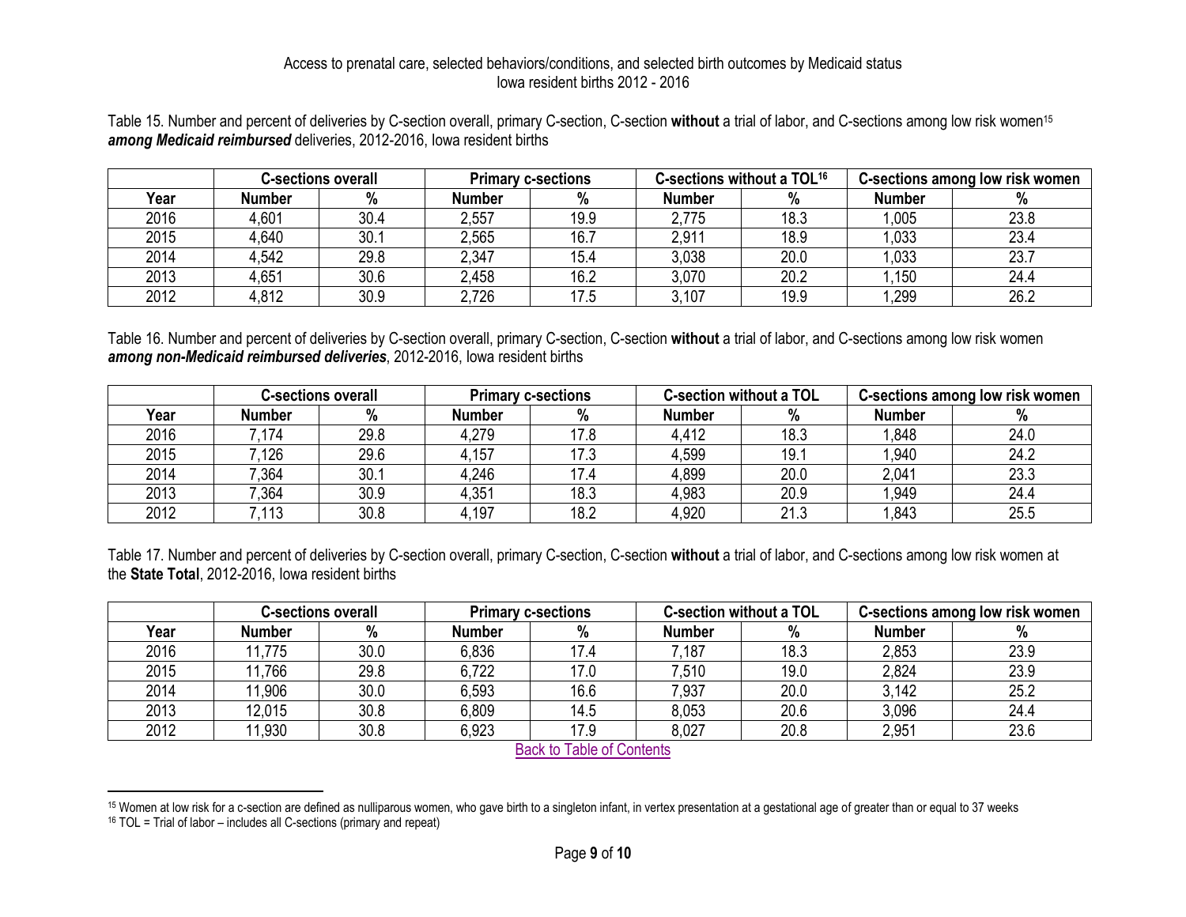Access to prenatal care, selected behaviors/conditions, and selected birth outcomes by Medicaid status
Iowa resident births 2012 - 2016

Table 15. Number and percent of deliveries by C-section overall, primary C-section, C-section **without** a trial of labor, and C-sections among low risk women[15] ***among Medicaid reimbursed*** deliveries, 2012-2016, Iowa resident births

| | C-sections overall | | Primary c-sections | | C-sections without a TOL[16] | | C-sections among low risk women | |
|---|---|---|---|---|---|---|---|---|
| **Year** | **Number** | **%** | **Number** | **%** | **Number** | **%** | **Number** | **%** |
| 2016 | 4,601 | 30.4 | 2,557 | 19.9 | 2,775 | 18.3 | 1,005 | 23.8 |
| 2015 | 4,640 | 30.1 | 2,565 | 16.7 | 2,911 | 18.9 | 1,033 | 23.4 |
| 2014 | 4,542 | 29.8 | 2,347 | 15.4 | 3,038 | 20.0 | 1,033 | 23.7 |
| 2013 | 4,651 | 30.6 | 2,458 | 16.2 | 3,070 | 20.2 | 1,150 | 24.4 |
| 2012 | 4,812 | 30.9 | 2,726 | 17.5 | 3,107 | 19.9 | 1,299 | 26.2 |

Table 16. Number and percent of deliveries by C-section overall, primary C-section, C-section **without** a trial of labor, and C-sections among low risk women ***among non-Medicaid reimbursed deliveries***, 2012-2016, Iowa resident births

| | C-sections overall | | Primary c-sections | | C-section without a TOL | | C-sections among low risk women | |
|---|---|---|---|---|---|---|---|---|
| **Year** | **Number** | **%** | **Number** | **%** | **Number** | **%** | **Number** | **%** |
| 2016 | 7,174 | 29.8 | 4,279 | 17.8 | 4,412 | 18.3 | 1,848 | 24.0 |
| 2015 | 7,126 | 29.6 | 4,157 | 17.3 | 4,599 | 19.1 | 1,940 | 24.2 |
| 2014 | 7,364 | 30.1 | 4,246 | 17.4 | 4,899 | 20.0 | 2,041 | 23.3 |
| 2013 | 7,364 | 30.9 | 4,351 | 18.3 | 4,983 | 20.9 | 1,949 | 24.4 |
| 2012 | 7,113 | 30.8 | 4,197 | 18.2 | 4,920 | 21.3 | 1,843 | 25.5 |

Table 17. Number and percent of deliveries by C-section overall, primary C-section, C-section **without** a trial of labor, and C-sections among low risk women at the **State Total**, 2012-2016, Iowa resident births

| | C-sections overall | | Primary c-sections | | C-section without a TOL | | C-sections among low risk women | |
|---|---|---|---|---|---|---|---|---|
| **Year** | **Number** | **%** | **Number** | **%** | **Number** | **%** | **Number** | **%** |
| 2016 | 11,775 | 30.0 | 6,836 | 17.4 | 7,187 | 18.3 | 2,853 | 23.9 |
| 2015 | 11,766 | 29.8 | 6,722 | 17.0 | 7,510 | 19.0 | 2,824 | 23.9 |
| 2014 | 11,906 | 30.0 | 6,593 | 16.6 | 7,937 | 20.0 | 3,142 | 25.2 |
| 2013 | 12,015 | 30.8 | 6,809 | 14.5 | 8,053 | 20.6 | 3,096 | 24.4 |
| 2012 | 11,930 | 30.8 | 6,923 | 17.9 | 8,027 | 20.8 | 2,951 | 23.6 |

Back to Table of Contents

[15] Women at low risk for a c-section are defined as nulliparous women, who gave birth to a singleton infant, in vertex presentation at a gestational age of greater than or equal to 37 weeks

[16] TOL = Trial of labor – includes all C-sections (primary and repeat)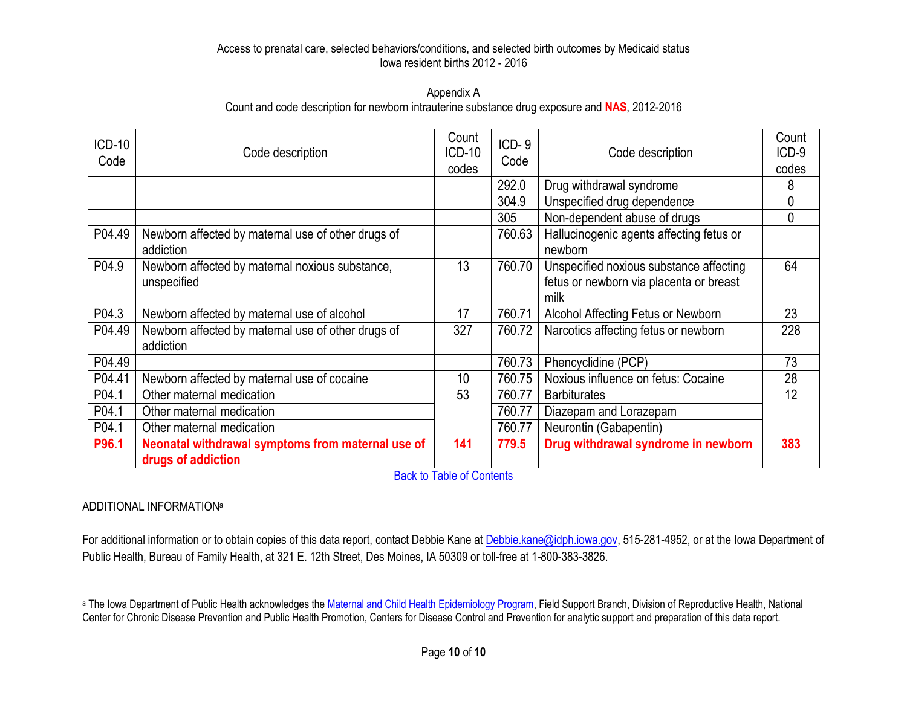Access to prenatal care, selected behaviors/conditions, and selected birth outcomes by Medicaid status
Iowa resident births 2012 - 2016

Appendix A
Count and code description for newborn intrauterine substance drug exposure and **NAS**, 2012-2016

| ICD-10 Code | Code description | Count ICD-10 codes | ICD- 9 Code | Code description | Count ICD-9 codes |
|---|---|---|---|---|---|
| | | | 292.0 | Drug withdrawal syndrome | 8 |
| | | | 304.9 | Unspecified drug dependence | 0 |
| | | | 305 | Non-dependent abuse of drugs | 0 |
| P04.49 | Newborn affected by maternal use of other drugs of addiction | | 760.63 | Hallucinogenic agents affecting fetus or newborn | |
| P04.9 | Newborn affected by maternal noxious substance, unspecified | 13 | 760.70 | Unspecified noxious substance affecting fetus or newborn via placenta or breast milk | 64 |
| P04.3 | Newborn affected by maternal use of alcohol | 17 | 760.71 | Alcohol Affecting Fetus or Newborn | 23 |
| P04.49 | Newborn affected by maternal use of other drugs of addiction | 327 | 760.72 | Narcotics affecting fetus or newborn | 228 |
| P04.49 | | | 760.73 | Phencyclidine (PCP) | 73 |
| P04.41 | Newborn affected by maternal use of cocaine | 10 | 760.75 | Noxious influence on fetus: Cocaine | 28 |
| P04.1 | Other maternal medication | 53 | 760.77 | Barbiturates | 12 |
| P04.1 | Other maternal medication | | 760.77 | Diazepam and Lorazepam | |
| P04.1 | Other maternal medication | | 760.77 | Neurontin (Gabapentin) | |
| **P96.1** | **Neonatal withdrawal symptoms from maternal use of drugs of addiction** | **141** | **779.5** | **Drug withdrawal syndrome in newborn** | **383** |

Back to Table of Contents

ADDITIONAL INFORMATION[a]

For additional information or to obtain copies of this data report, contact Debbie Kane at Debbie.kane@idph.iowa.gov, 515-281-4952, or at the Iowa Department of Public Health, Bureau of Family Health, at 321 E. 12th Street, Des Moines, IA 50309 or toll-free at 1-800-383-3826.

[a] The Iowa Department of Public Health acknowledges the Maternal and Child Health Epidemiology Program, Field Support Branch, Division of Reproductive Health, National Center for Chronic Disease Prevention and Public Health Promotion, Centers for Disease Control and Prevention for analytic support and preparation of this data report.